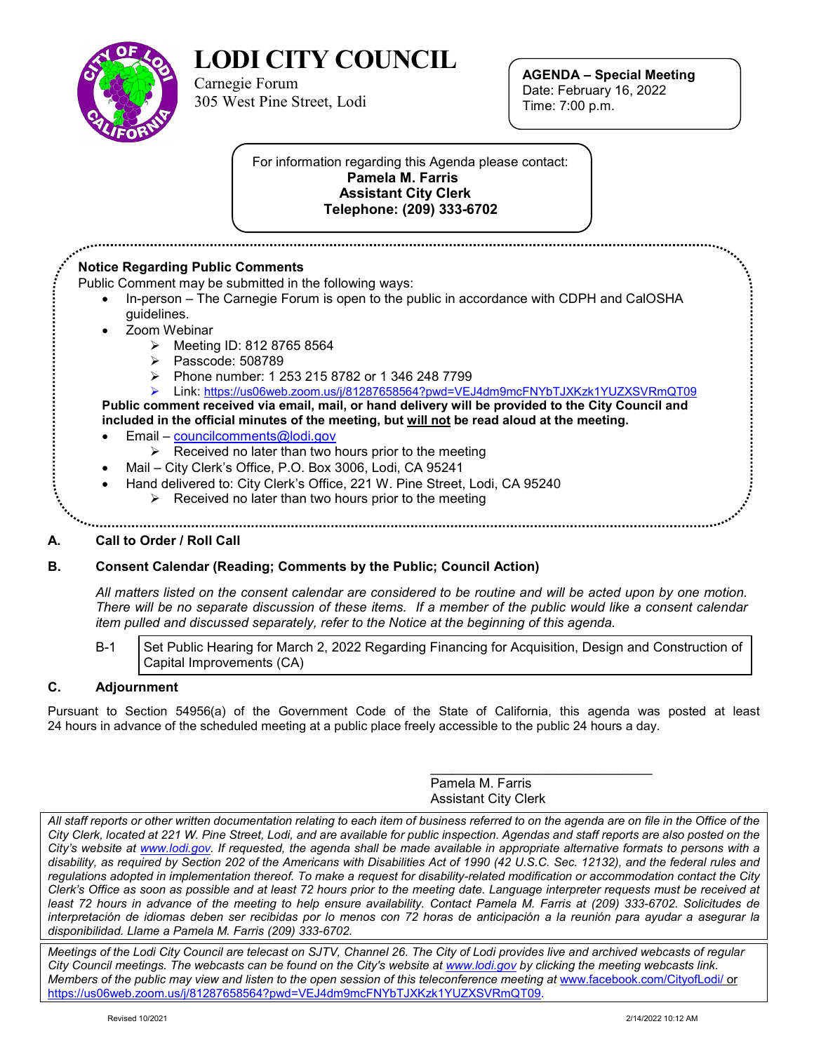# LODI CITY COUNCIL

Carnegie Forum
305 West Pine Street, Lodi

**AGENDA – Special Meeting**
Date: February 16, 2022
Time: 7:00 p.m.

For information regarding this Agenda please contact:
**Pamela M. Farris**
**Assistant City Clerk**
**Telephone: (209) 333-6702**

**Notice Regarding Public Comments**

Public Comment may be submitted in the following ways:

- In-person – The Carnegie Forum is open to the public in accordance with CDPH and CalOSHA guidelines.
- Zoom Webinar
  - Meeting ID: 812 8765 8564
  - Passcode: 508789
  - Phone number: 1 253 215 8782 or 1 346 248 7799
  - Link: https://us06web.zoom.us/j/81287658564?pwd=VEJ4dm9mcFNYbTJXKzk1YUZXSVRmQT09

**Public comment received via email, mail, or hand delivery will be provided to the City Council and included in the official minutes of the meeting, but will not be read aloud at the meeting.**

- Email – councilcomments@lodi.gov
  - Received no later than two hours prior to the meeting
- Mail – City Clerk's Office, P.O. Box 3006, Lodi, CA 95241
- Hand delivered to: City Clerk's Office, 221 W. Pine Street, Lodi, CA 95240
  - Received no later than two hours prior to the meeting

## A. Call to Order / Roll Call

## B. Consent Calendar (Reading; Comments by the Public; Council Action)

*All matters listed on the consent calendar are considered to be routine and will be acted upon by one motion. There will be no separate discussion of these items. If a member of the public would like a consent calendar item pulled and discussed separately, refer to the Notice at the beginning of this agenda.*

B-1 Set Public Hearing for March 2, 2022 Regarding Financing for Acquisition, Design and Construction of Capital Improvements (CA)

## C. Adjournment

Pursuant to Section 54956(a) of the Government Code of the State of California, this agenda was posted at least 24 hours in advance of the scheduled meeting at a public place freely accessible to the public 24 hours a day.

\_\_\_\_\_\_\_\_\_\_\_\_\_\_\_\_\_\_\_\_\_\_\_\_\_\_\_\_\_\_
Pamela M. Farris
Assistant City Clerk

*All staff reports or other written documentation relating to each item of business referred to on the agenda are on file in the Office of the City Clerk, located at 221 W. Pine Street, Lodi, and are available for public inspection. Agendas and staff reports are also posted on the City's website at www.lodi.gov. If requested, the agenda shall be made available in appropriate alternative formats to persons with a disability, as required by Section 202 of the Americans with Disabilities Act of 1990 (42 U.S.C. Sec. 12132), and the federal rules and regulations adopted in implementation thereof. To make a request for disability-related modification or accommodation contact the City Clerk's Office as soon as possible and at least 72 hours prior to the meeting date. Language interpreter requests must be received at least 72 hours in advance of the meeting to help ensure availability. Contact Pamela M. Farris at (209) 333-6702. Solicitudes de interpretación de idiomas deben ser recibidas por lo menos con 72 horas de anticipación a la reunión para ayudar a asegurar la disponibilidad. Llame a Pamela M. Farris (209) 333-6702.*

*Meetings of the Lodi City Council are telecast on SJTV, Channel 26. The City of Lodi provides live and archived webcasts of regular City Council meetings. The webcasts can be found on the City's website at www.lodi.gov by clicking the meeting webcasts link. Members of the public may view and listen to the open session of this teleconference meeting at* www.facebook.com/CityofLodi/ or https://us06web.zoom.us/j/81287658564?pwd=VEJ4dm9mcFNYbTJXKzk1YUZXSVRmQT09.

Revised 10/2021 2/14/2022 10:12 AM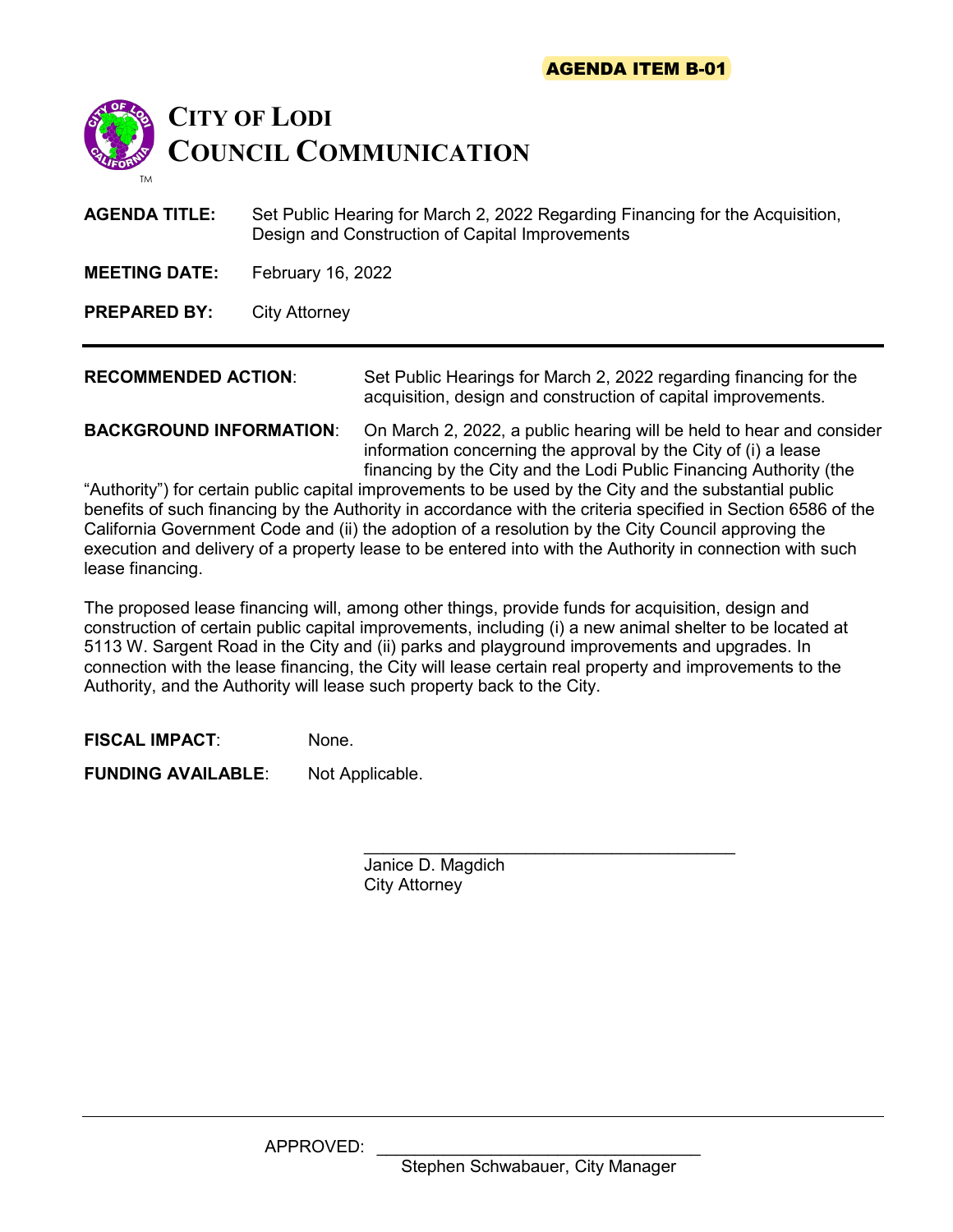AGENDA ITEM B-01

# CITY OF LODI
# COUNCIL COMMUNICATION

**AGENDA TITLE:** Set Public Hearing for March 2, 2022 Regarding Financing for the Acquisition, Design and Construction of Capital Improvements

**MEETING DATE:** February 16, 2022

**PREPARED BY:** City Attorney

---

**RECOMMENDED ACTION**: Set Public Hearings for March 2, 2022 regarding financing for the acquisition, design and construction of capital improvements.

**BACKGROUND INFORMATION**: On March 2, 2022, a public hearing will be held to hear and consider information concerning the approval by the City of (i) a lease financing by the City and the Lodi Public Financing Authority (the "Authority") for certain public capital improvements to be used by the City and the substantial public benefits of such financing by the Authority in accordance with the criteria specified in Section 6586 of the California Government Code and (ii) the adoption of a resolution by the City Council approving the execution and delivery of a property lease to be entered into with the Authority in connection with such lease financing.

The proposed lease financing will, among other things, provide funds for acquisition, design and construction of certain public capital improvements, including (i) a new animal shelter to be located at 5113 W. Sargent Road in the City and (ii) parks and playground improvements and upgrades. In connection with the lease financing, the City will lease certain real property and improvements to the Authority, and the Authority will lease such property back to the City.

**FISCAL IMPACT**: None.

**FUNDING AVAILABLE**: Not Applicable.

_______________________________________
Janice D. Magdich
City Attorney

---

APPROVED: _______________________________
Stephen Schwabauer, City Manager